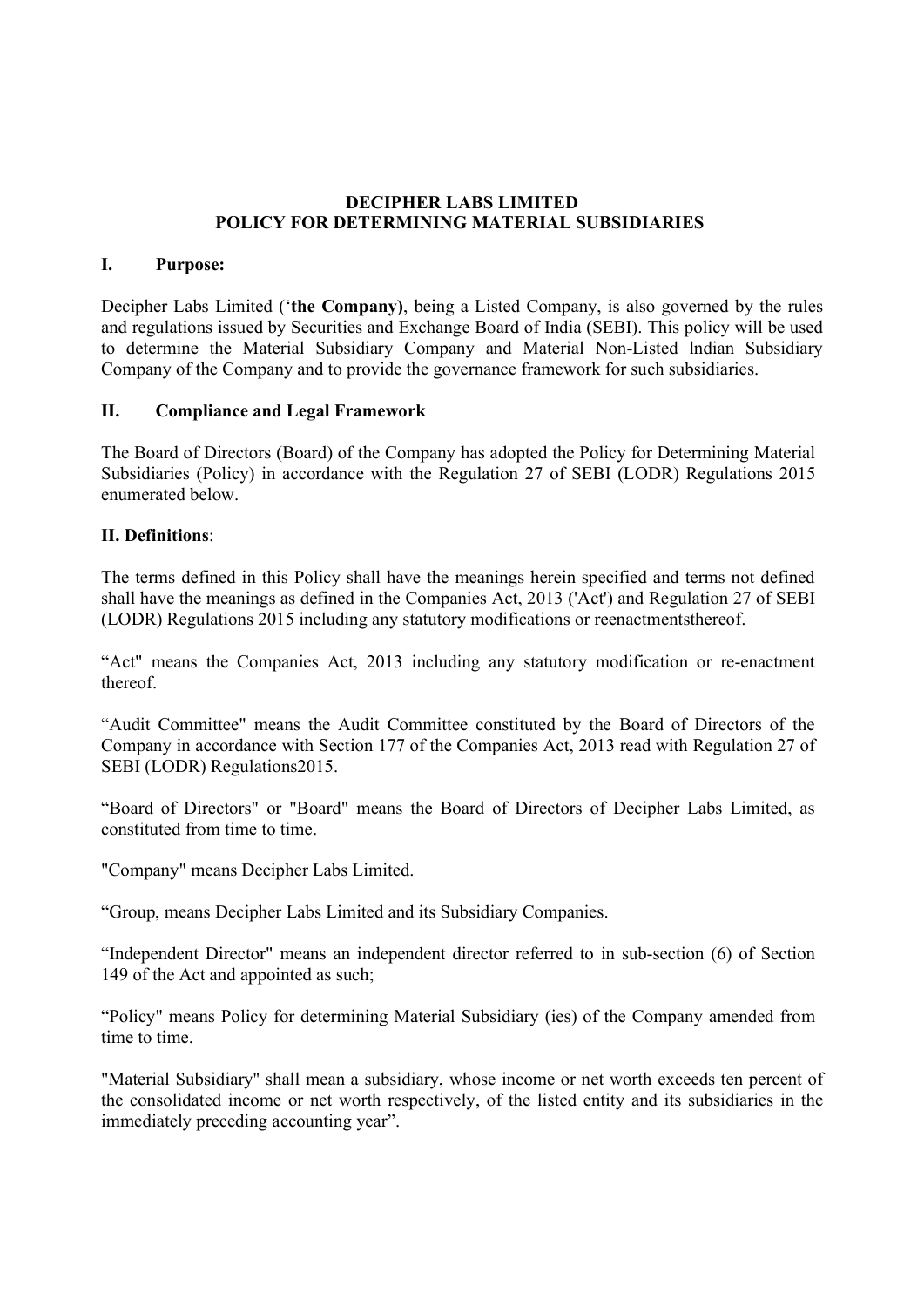# DECIPHER LABS LIMITED
# POLICY FOR DETERMINING MATERIAL SUBSIDIARIES

## I. Purpose:

Decipher Labs Limited ('**the Company)**, being a Listed Company, is also governed by the rules and regulations issued by Securities and Exchange Board of India (SEBI). This policy will be used to determine the Material Subsidiary Company and Material Non-Listed lndian Subsidiary Company of the Company and to provide the governance framework for such subsidiaries.

## II. Compliance and Legal Framework

The Board of Directors (Board) of the Company has adopted the Policy for Determining Material Subsidiaries (Policy) in accordance with the Regulation 27 of SEBI (LODR) Regulations 2015 enumerated below.

## II. Definitions:

The terms defined in this Policy shall have the meanings herein specified and terms not defined shall have the meanings as defined in the Companies Act, 2013 ('Act') and Regulation 27 of SEBI (LODR) Regulations 2015 including any statutory modifications or reenactmentsthereof.

"Act" means the Companies Act, 2013 including any statutory modification or re-enactment thereof.

"Audit Committee" means the Audit Committee constituted by the Board of Directors of the Company in accordance with Section 177 of the Companies Act, 2013 read with Regulation 27 of SEBI (LODR) Regulations2015.

"Board of Directors" or "Board" means the Board of Directors of Decipher Labs Limited, as constituted from time to time.

"Company" means Decipher Labs Limited.

"Group, means Decipher Labs Limited and its Subsidiary Companies.

"Independent Director" means an independent director referred to in sub-section (6) of Section 149 of the Act and appointed as such;

"Policy" means Policy for determining Material Subsidiary (ies) of the Company amended from time to time.

"Material Subsidiary" shall mean a subsidiary, whose income or net worth exceeds ten percent of the consolidated income or net worth respectively, of the listed entity and its subsidiaries in the immediately preceding accounting year".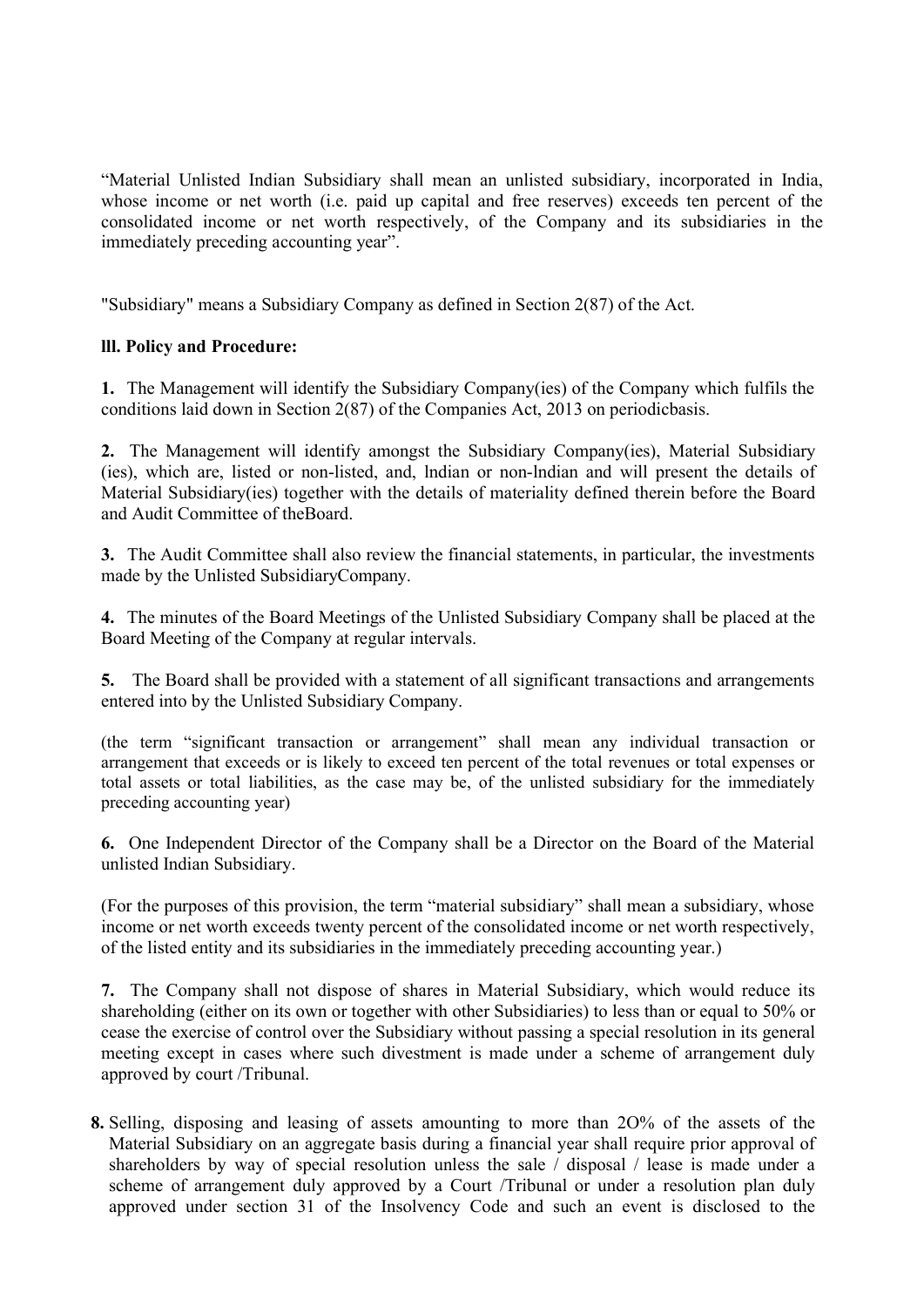"Material Unlisted Indian Subsidiary shall mean an unlisted subsidiary, incorporated in India, whose income or net worth (i.e. paid up capital and free reserves) exceeds ten percent of the consolidated income or net worth respectively, of the Company and its subsidiaries in the immediately preceding accounting year".

"Subsidiary" means a Subsidiary Company as defined in Section 2(87) of the Act.

**lll. Policy and Procedure:**

**1.** The Management will identify the Subsidiary Company(ies) of the Company which fulfils the conditions laid down in Section 2(87) of the Companies Act, 2013 on periodicbasis.

**2.** The Management will identify amongst the Subsidiary Company(ies), Material Subsidiary (ies), which are, listed or non-listed, and, lndian or non-lndian and will present the details of Material Subsidiary(ies) together with the details of materiality defined therein before the Board and Audit Committee of theBoard.

**3.** The Audit Committee shall also review the financial statements, in particular, the investments made by the Unlisted SubsidiaryCompany.

**4.** The minutes of the Board Meetings of the Unlisted Subsidiary Company shall be placed at the Board Meeting of the Company at regular intervals.

**5.** The Board shall be provided with a statement of all significant transactions and arrangements entered into by the Unlisted Subsidiary Company.

(the term "significant transaction or arrangement" shall mean any individual transaction or arrangement that exceeds or is likely to exceed ten percent of the total revenues or total expenses or total assets or total liabilities, as the case may be, of the unlisted subsidiary for the immediately preceding accounting year)

**6.** One Independent Director of the Company shall be a Director on the Board of the Material unlisted Indian Subsidiary.

(For the purposes of this provision, the term "material subsidiary" shall mean a subsidiary, whose income or net worth exceeds twenty percent of the consolidated income or net worth respectively, of the listed entity and its subsidiaries in the immediately preceding accounting year.)

**7.** The Company shall not dispose of shares in Material Subsidiary, which would reduce its shareholding (either on its own or together with other Subsidiaries) to less than or equal to 50% or cease the exercise of control over the Subsidiary without passing a special resolution in its general meeting except in cases where such divestment is made under a scheme of arrangement duly approved by court /Tribunal.

**8.** Selling, disposing and leasing of assets amounting to more than 2O% of the assets of the Material Subsidiary on an aggregate basis during a financial year shall require prior approval of shareholders by way of special resolution unless the sale / disposal / lease is made under a scheme of arrangement duly approved by a Court /Tribunal or under a resolution plan duly approved under section 31 of the Insolvency Code and such an event is disclosed to the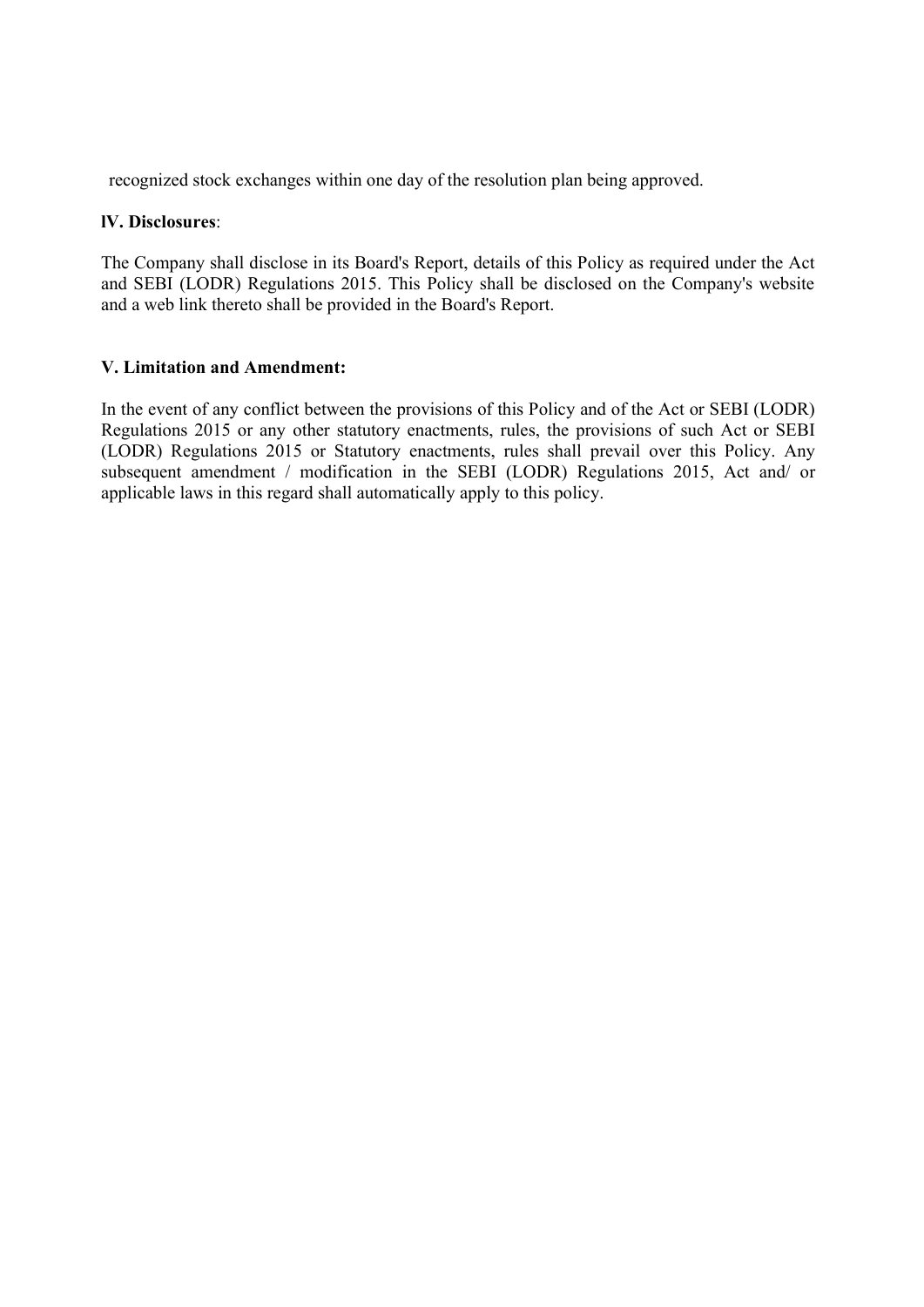recognized stock exchanges within one day of the resolution plan being approved.

**lV. Disclosures**:

The Company shall disclose in its Board's Report, details of this Policy as required under the Act and SEBI (LODR) Regulations 2015. This Policy shall be disclosed on the Company's website and a web link thereto shall be provided in the Board's Report.

**V. Limitation and Amendment:**

In the event of any conflict between the provisions of this Policy and of the Act or SEBI (LODR) Regulations 2015 or any other statutory enactments, rules, the provisions of such Act or SEBI (LODR) Regulations 2015 or Statutory enactments, rules shall prevail over this Policy. Any subsequent amendment / modification in the SEBI (LODR) Regulations 2015, Act and/ or applicable laws in this regard shall automatically apply to this policy.